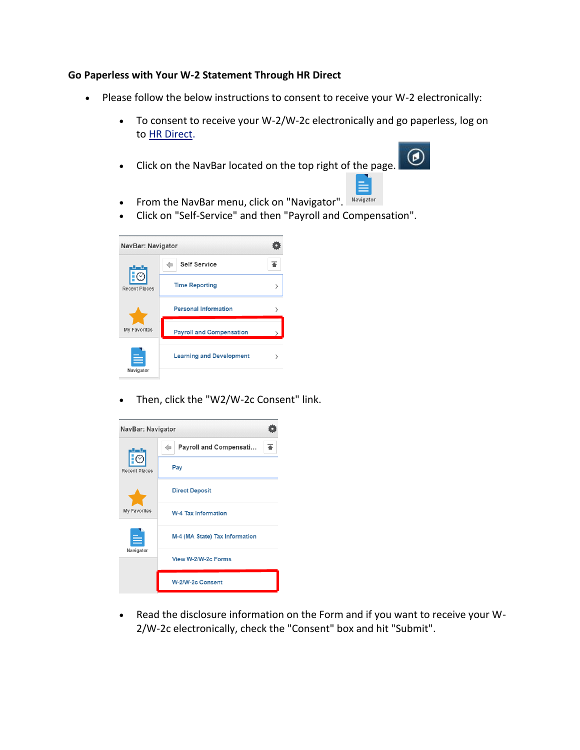**Go Paperless with Your W-2 Statement Through HR Direct**

- Please follow the below instructions to consent to receive your W-2 electronically:
  - To consent to receive your W-2/W-2c electronically and go paperless, log on to HR Direct.
  - Click on the NavBar located on the top right of the page.
  - From the NavBar menu, click on "Navigator".
  - Click on "Self-Service" and then "Payroll and Compensation".
  - Then, click the "W2/W-2c Consent" link.
  - Read the disclosure information on the Form and if you want to receive your W-2/W-2c electronically, check the "Consent" box and hit "Submit".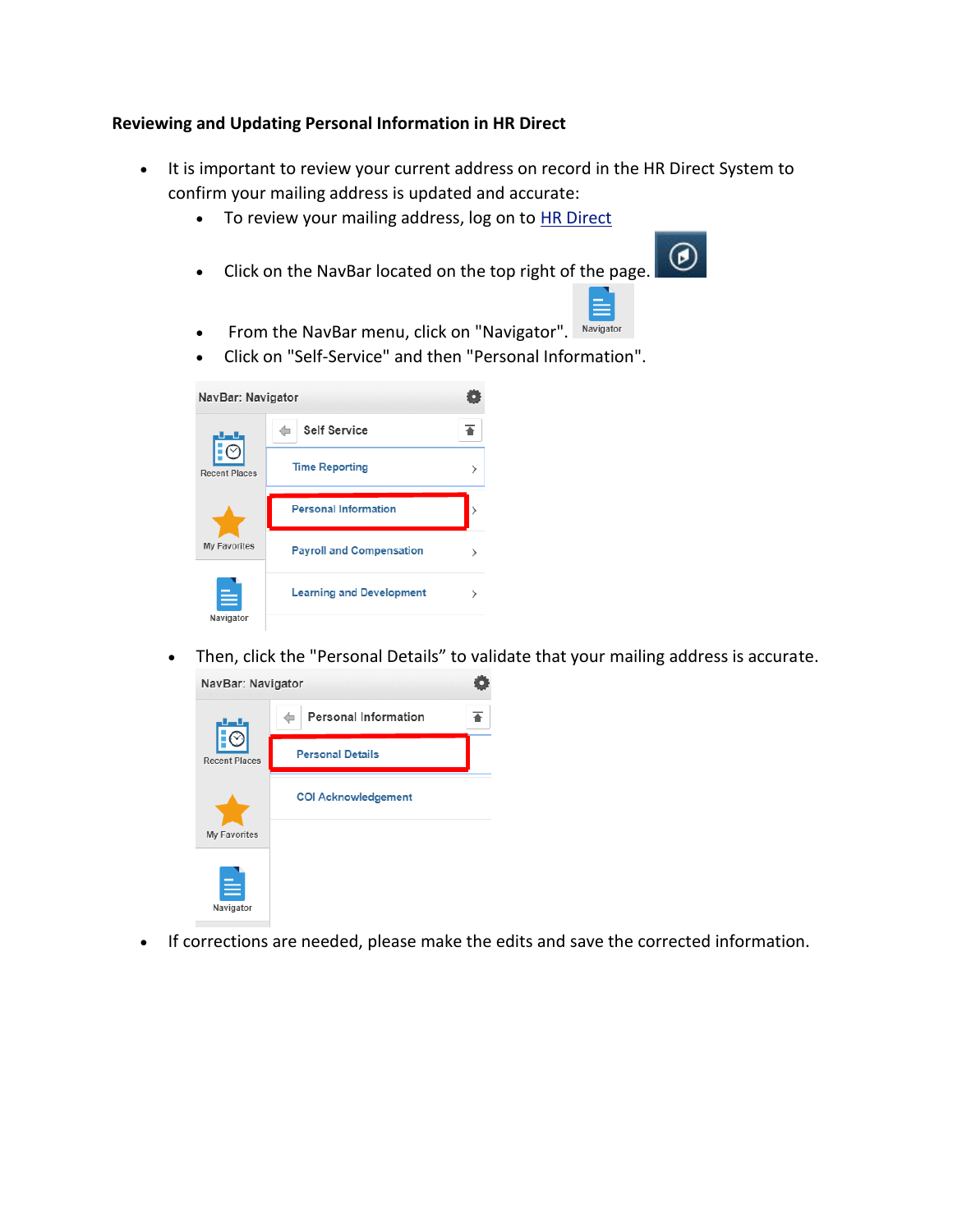**Reviewing and Updating Personal Information in HR Direct**

- It is important to review your current address on record in the HR Direct System to confirm your mailing address is updated and accurate:
  - To review your mailing address, log on to HR Direct
  - Click on the NavBar located on the top right of the page.
  - From the NavBar menu, click on "Navigator".
  - Click on "Self-Service" and then "Personal Information".
  - Then, click the "Personal Details" to validate that your mailing address is accurate.
- If corrections are needed, please make the edits and save the corrected information.